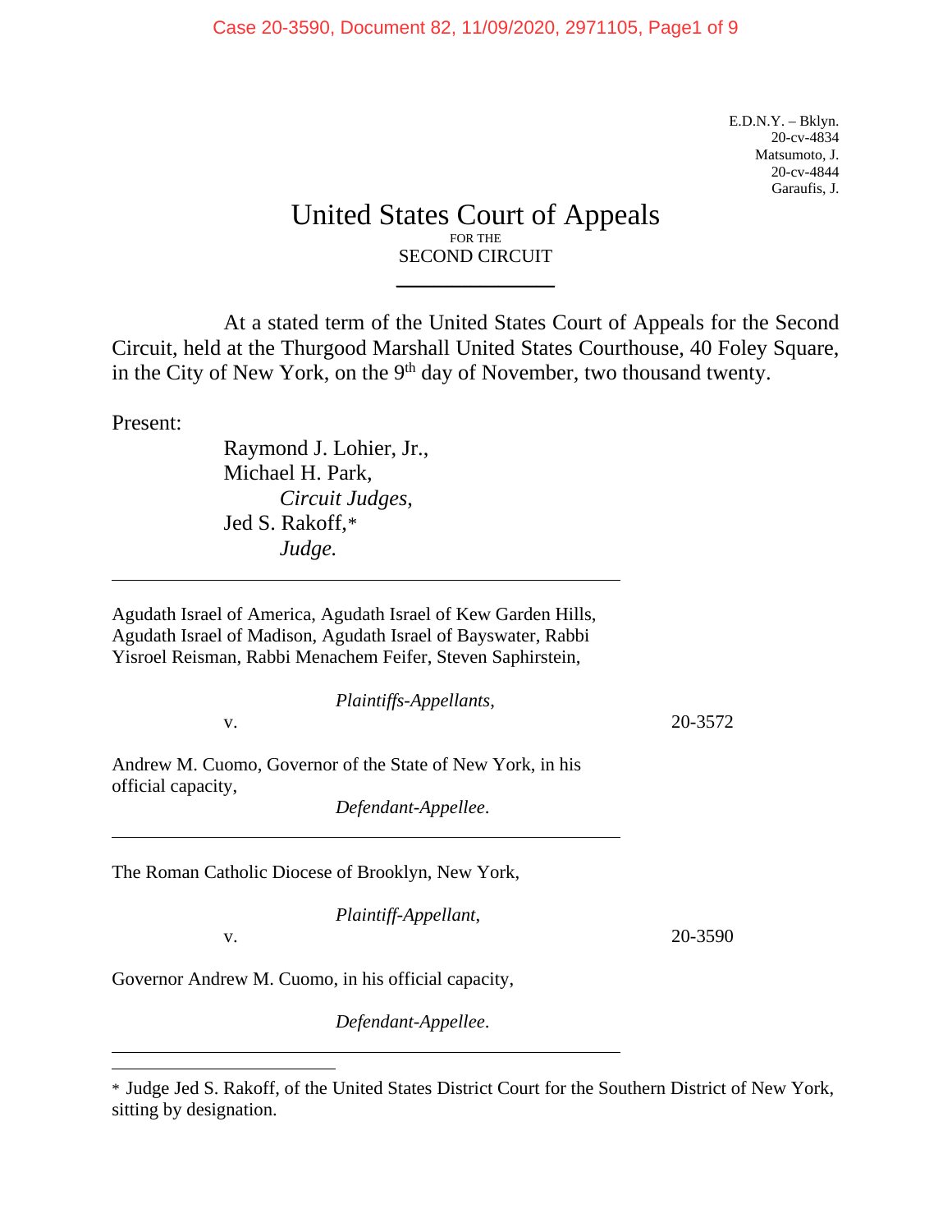E.D.N.Y. – Bklyn.
20-cv-4834
Matsumoto, J.
20-cv-4844
Garaufis, J.

# United States Court of Appeals
FOR THE
SECOND CIRCUIT

---

At a stated term of the United States Court of Appeals for the Second Circuit, held at the Thurgood Marshall United States Courthouse, 40 Foley Square, in the City of New York, on the 9th day of November, two thousand twenty.

Present:

Raymond J. Lohier, Jr.,
Michael H. Park,
*Circuit Judges*,
Jed S. Rakoff,*
*Judge.*

---

Agudath Israel of America, Agudath Israel of Kew Garden Hills, Agudath Israel of Madison, Agudath Israel of Bayswater, Rabbi Yisroel Reisman, Rabbi Menachem Feifer, Steven Saphirstein,

*Plaintiffs-Appellants*,

v. 20-3572

Andrew M. Cuomo, Governor of the State of New York, in his official capacity,

*Defendant-Appellee*.

---

The Roman Catholic Diocese of Brooklyn, New York,

*Plaintiff-Appellant*,

v. 20-3590

Governor Andrew M. Cuomo, in his official capacity,

*Defendant-Appellee*.

---

\* Judge Jed S. Rakoff, of the United States District Court for the Southern District of New York, sitting by designation.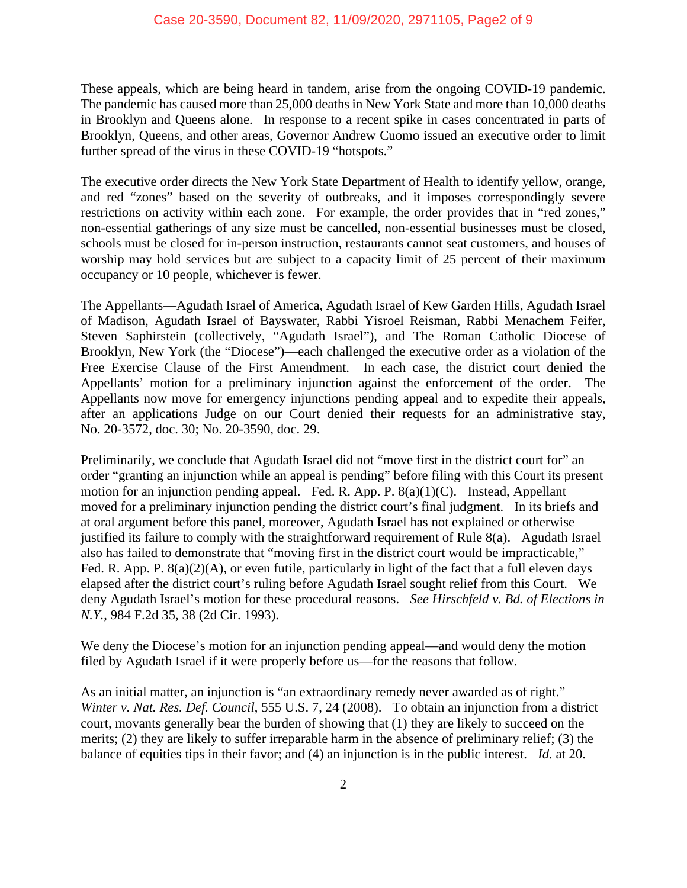These appeals, which are being heard in tandem, arise from the ongoing COVID-19 pandemic. The pandemic has caused more than 25,000 deaths in New York State and more than 10,000 deaths in Brooklyn and Queens alone. In response to a recent spike in cases concentrated in parts of Brooklyn, Queens, and other areas, Governor Andrew Cuomo issued an executive order to limit further spread of the virus in these COVID-19 "hotspots."

The executive order directs the New York State Department of Health to identify yellow, orange, and red "zones" based on the severity of outbreaks, and it imposes correspondingly severe restrictions on activity within each zone. For example, the order provides that in "red zones," non-essential gatherings of any size must be cancelled, non-essential businesses must be closed, schools must be closed for in-person instruction, restaurants cannot seat customers, and houses of worship may hold services but are subject to a capacity limit of 25 percent of their maximum occupancy or 10 people, whichever is fewer.

The Appellants—Agudath Israel of America, Agudath Israel of Kew Garden Hills, Agudath Israel of Madison, Agudath Israel of Bayswater, Rabbi Yisroel Reisman, Rabbi Menachem Feifer, Steven Saphirstein (collectively, "Agudath Israel"), and The Roman Catholic Diocese of Brooklyn, New York (the "Diocese")—each challenged the executive order as a violation of the Free Exercise Clause of the First Amendment. In each case, the district court denied the Appellants' motion for a preliminary injunction against the enforcement of the order. The Appellants now move for emergency injunctions pending appeal and to expedite their appeals, after an applications Judge on our Court denied their requests for an administrative stay, No. 20-3572, doc. 30; No. 20-3590, doc. 29.

Preliminarily, we conclude that Agudath Israel did not "move first in the district court for" an order "granting an injunction while an appeal is pending" before filing with this Court its present motion for an injunction pending appeal. Fed. R. App. P. 8(a)(1)(C). Instead, Appellant moved for a preliminary injunction pending the district court's final judgment. In its briefs and at oral argument before this panel, moreover, Agudath Israel has not explained or otherwise justified its failure to comply with the straightforward requirement of Rule 8(a). Agudath Israel also has failed to demonstrate that "moving first in the district court would be impracticable," Fed. R. App. P. 8(a)(2)(A), or even futile, particularly in light of the fact that a full eleven days elapsed after the district court's ruling before Agudath Israel sought relief from this Court. We deny Agudath Israel's motion for these procedural reasons. *See Hirschfeld v. Bd. of Elections in N.Y.*, 984 F.2d 35, 38 (2d Cir. 1993).

We deny the Diocese's motion for an injunction pending appeal—and would deny the motion filed by Agudath Israel if it were properly before us—for the reasons that follow.

As an initial matter, an injunction is "an extraordinary remedy never awarded as of right." *Winter v. Nat. Res. Def. Council*, 555 U.S. 7, 24 (2008). To obtain an injunction from a district court, movants generally bear the burden of showing that (1) they are likely to succeed on the merits; (2) they are likely to suffer irreparable harm in the absence of preliminary relief; (3) the balance of equities tips in their favor; and (4) an injunction is in the public interest. *Id.* at 20.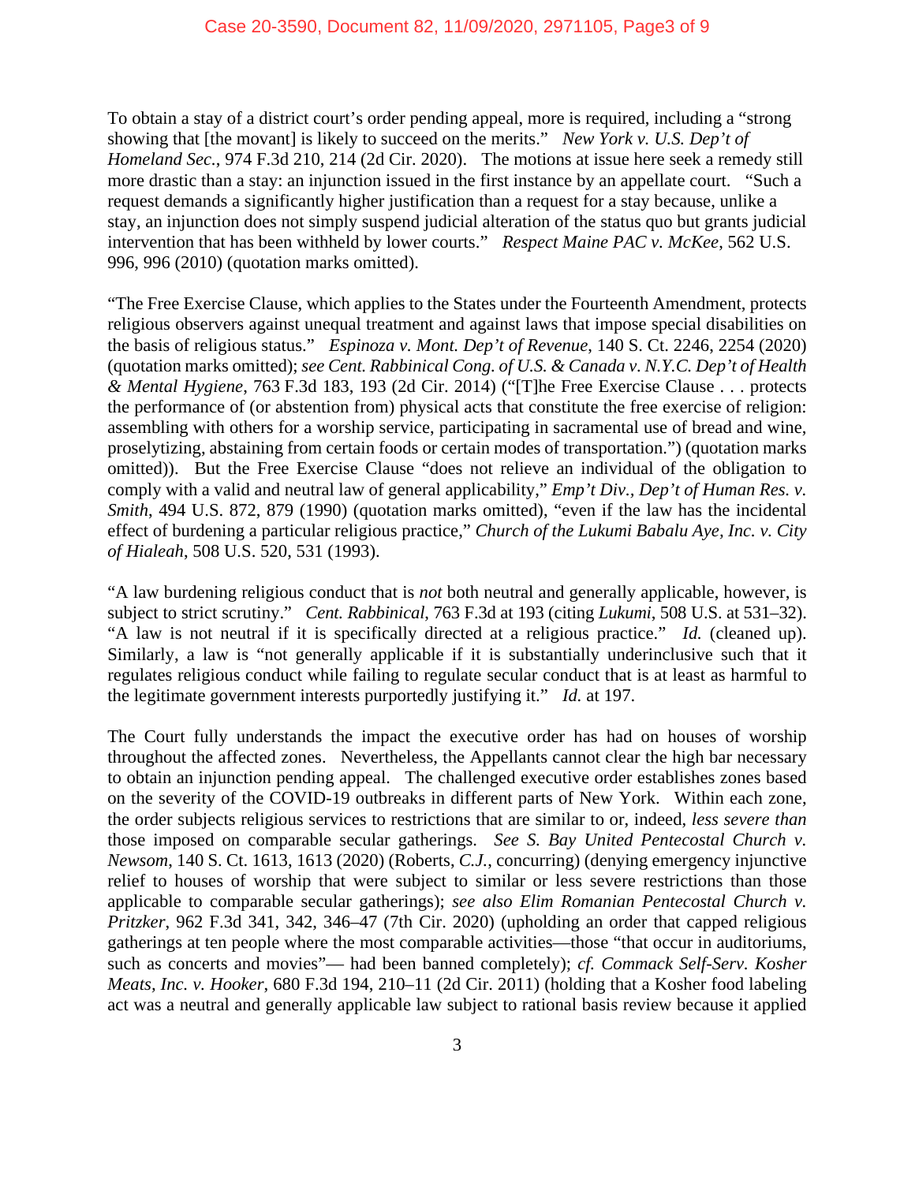To obtain a stay of a district court's order pending appeal, more is required, including a "strong showing that [the movant] is likely to succeed on the merits." *New York v. U.S. Dep't of Homeland Sec.*, 974 F.3d 210, 214 (2d Cir. 2020). The motions at issue here seek a remedy still more drastic than a stay: an injunction issued in the first instance by an appellate court. "Such a request demands a significantly higher justification than a request for a stay because, unlike a stay, an injunction does not simply suspend judicial alteration of the status quo but grants judicial intervention that has been withheld by lower courts." *Respect Maine PAC v. McKee*, 562 U.S. 996, 996 (2010) (quotation marks omitted).

"The Free Exercise Clause, which applies to the States under the Fourteenth Amendment, protects religious observers against unequal treatment and against laws that impose special disabilities on the basis of religious status." *Espinoza v. Mont. Dep't of Revenue*, 140 S. Ct. 2246, 2254 (2020) (quotation marks omitted); *see Cent. Rabbinical Cong. of U.S. & Canada v. N.Y.C. Dep't of Health & Mental Hygiene*, 763 F.3d 183, 193 (2d Cir. 2014) ("[T]he Free Exercise Clause . . . protects the performance of (or abstention from) physical acts that constitute the free exercise of religion: assembling with others for a worship service, participating in sacramental use of bread and wine, proselytizing, abstaining from certain foods or certain modes of transportation.") (quotation marks omitted)). But the Free Exercise Clause "does not relieve an individual of the obligation to comply with a valid and neutral law of general applicability," *Emp't Div., Dep't of Human Res. v. Smith*, 494 U.S. 872, 879 (1990) (quotation marks omitted), "even if the law has the incidental effect of burdening a particular religious practice," *Church of the Lukumi Babalu Aye, Inc. v. City of Hialeah*, 508 U.S. 520, 531 (1993).

"A law burdening religious conduct that is *not* both neutral and generally applicable, however, is subject to strict scrutiny." *Cent. Rabbinical,* 763 F.3d at 193 (citing *Lukumi*, 508 U.S. at 531–32). "A law is not neutral if it is specifically directed at a religious practice." *Id.* (cleaned up). Similarly, a law is "not generally applicable if it is substantially underinclusive such that it regulates religious conduct while failing to regulate secular conduct that is at least as harmful to the legitimate government interests purportedly justifying it." *Id.* at 197.

The Court fully understands the impact the executive order has had on houses of worship throughout the affected zones. Nevertheless, the Appellants cannot clear the high bar necessary to obtain an injunction pending appeal. The challenged executive order establishes zones based on the severity of the COVID-19 outbreaks in different parts of New York. Within each zone, the order subjects religious services to restrictions that are similar to or, indeed, *less severe than* those imposed on comparable secular gatherings. *See S. Bay United Pentecostal Church v. Newsom*, 140 S. Ct. 1613, 1613 (2020) (Roberts, *C.J.*, concurring) (denying emergency injunctive relief to houses of worship that were subject to similar or less severe restrictions than those applicable to comparable secular gatherings); *see also Elim Romanian Pentecostal Church v. Pritzker*, 962 F.3d 341, 342, 346–47 (7th Cir. 2020) (upholding an order that capped religious gatherings at ten people where the most comparable activities—those "that occur in auditoriums, such as concerts and movies"— had been banned completely); *cf. Commack Self-Serv. Kosher Meats, Inc. v. Hooker*, 680 F.3d 194, 210–11 (2d Cir. 2011) (holding that a Kosher food labeling act was a neutral and generally applicable law subject to rational basis review because it applied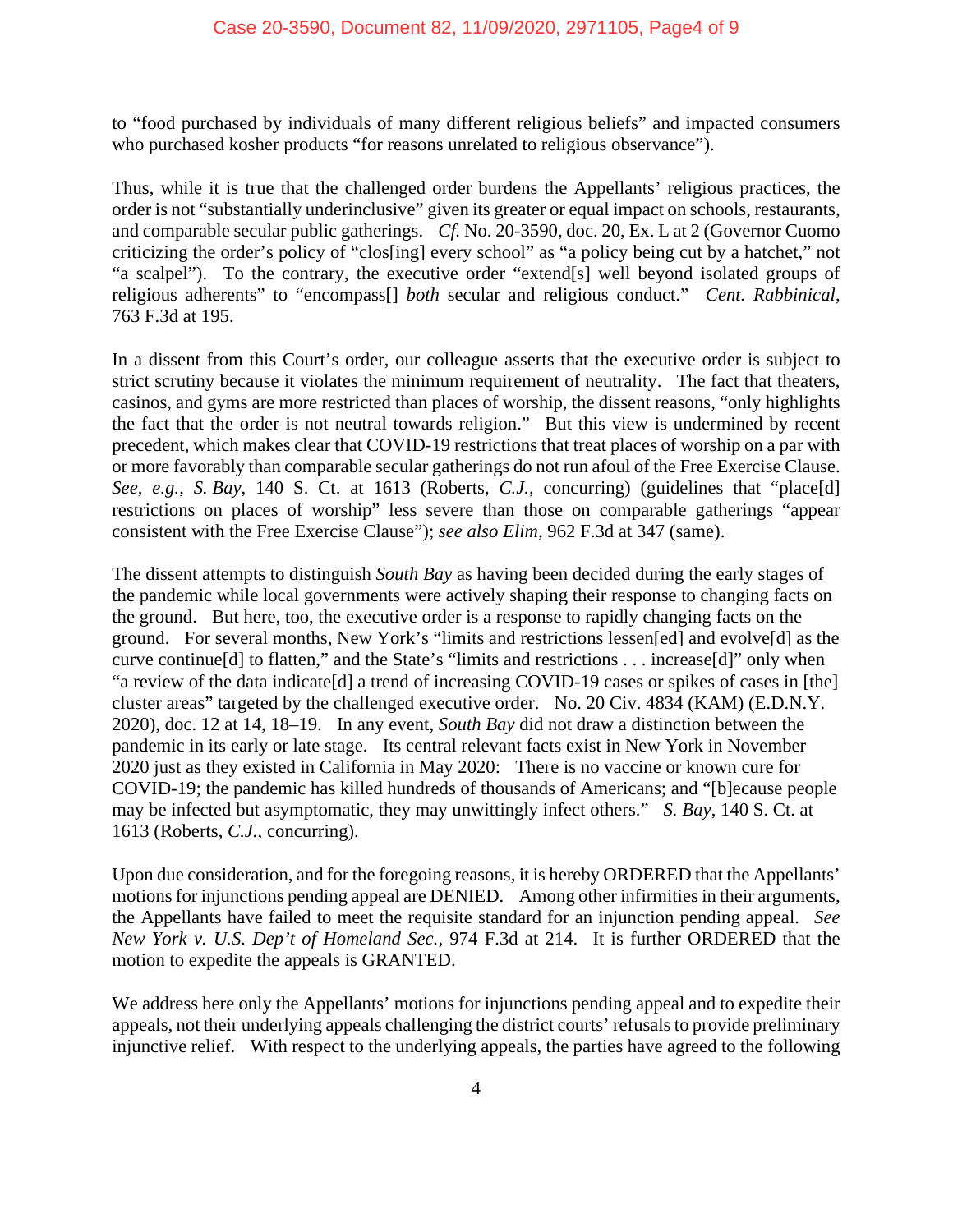to "food purchased by individuals of many different religious beliefs" and impacted consumers who purchased kosher products "for reasons unrelated to religious observance").

Thus, while it is true that the challenged order burdens the Appellants' religious practices, the order is not "substantially underinclusive" given its greater or equal impact on schools, restaurants, and comparable secular public gatherings. *Cf.* No. 20-3590, doc. 20, Ex. L at 2 (Governor Cuomo criticizing the order's policy of "clos[ing] every school" as "a policy being cut by a hatchet," not "a scalpel"). To the contrary, the executive order "extend[s] well beyond isolated groups of religious adherents" to "encompass[] *both* secular and religious conduct." *Cent. Rabbinical*, 763 F.3d at 195.

In a dissent from this Court's order, our colleague asserts that the executive order is subject to strict scrutiny because it violates the minimum requirement of neutrality. The fact that theaters, casinos, and gyms are more restricted than places of worship, the dissent reasons, "only highlights the fact that the order is not neutral towards religion." But this view is undermined by recent precedent, which makes clear that COVID-19 restrictions that treat places of worship on a par with or more favorably than comparable secular gatherings do not run afoul of the Free Exercise Clause. *See, e.g.*, *S. Bay*, 140 S. Ct. at 1613 (Roberts, *C.J.*, concurring) (guidelines that "place[d] restrictions on places of worship" less severe than those on comparable gatherings "appear consistent with the Free Exercise Clause"); *see also Elim*, 962 F.3d at 347 (same).

The dissent attempts to distinguish *South Bay* as having been decided during the early stages of the pandemic while local governments were actively shaping their response to changing facts on the ground. But here, too, the executive order is a response to rapidly changing facts on the ground. For several months, New York's "limits and restrictions lessen[ed] and evolve[d] as the curve continue[d] to flatten," and the State's "limits and restrictions . . . increase[d]" only when "a review of the data indicate[d] a trend of increasing COVID-19 cases or spikes of cases in [the] cluster areas" targeted by the challenged executive order. No. 20 Civ. 4834 (KAM) (E.D.N.Y. 2020), doc. 12 at 14, 18–19. In any event, *South Bay* did not draw a distinction between the pandemic in its early or late stage. Its central relevant facts exist in New York in November 2020 just as they existed in California in May 2020: There is no vaccine or known cure for COVID-19; the pandemic has killed hundreds of thousands of Americans; and "[b]ecause people may be infected but asymptomatic, they may unwittingly infect others." *S. Bay*, 140 S. Ct. at 1613 (Roberts, *C.J.*, concurring).

Upon due consideration, and for the foregoing reasons, it is hereby ORDERED that the Appellants' motions for injunctions pending appeal are DENIED. Among other infirmities in their arguments, the Appellants have failed to meet the requisite standard for an injunction pending appeal. *See New York v. U.S. Dep't of Homeland Sec.*, 974 F.3d at 214. It is further ORDERED that the motion to expedite the appeals is GRANTED.

We address here only the Appellants' motions for injunctions pending appeal and to expedite their appeals, not their underlying appeals challenging the district courts' refusals to provide preliminary injunctive relief. With respect to the underlying appeals, the parties have agreed to the following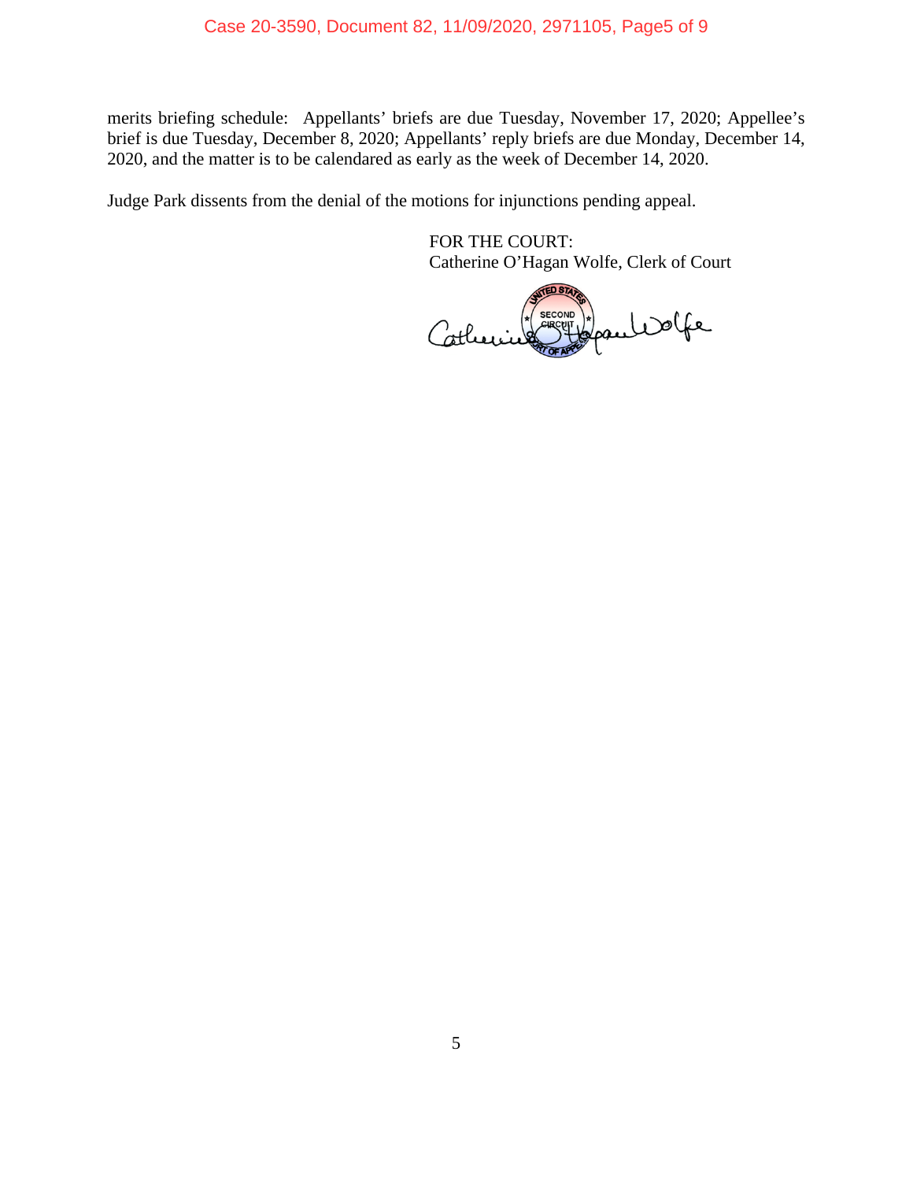merits briefing schedule: Appellants' briefs are due Tuesday, November 17, 2020; Appellee's brief is due Tuesday, December 8, 2020; Appellants' reply briefs are due Monday, December 14, 2020, and the matter is to be calendared as early as the week of December 14, 2020.

Judge Park dissents from the denial of the motions for injunctions pending appeal.

FOR THE COURT:
Catherine O'Hagan Wolfe, Clerk of Court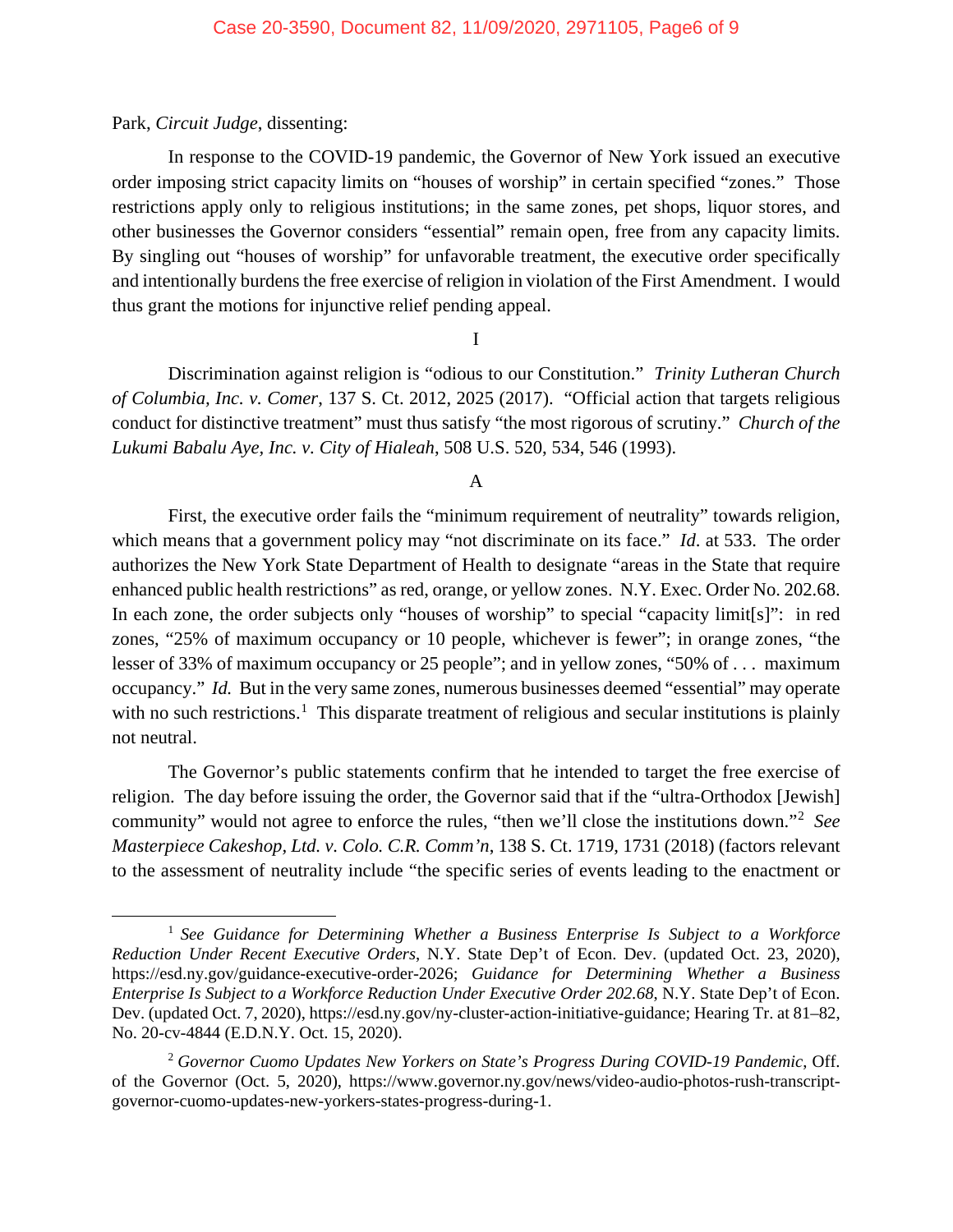Park, *Circuit Judge*, dissenting:

In response to the COVID-19 pandemic, the Governor of New York issued an executive order imposing strict capacity limits on "houses of worship" in certain specified "zones." Those restrictions apply only to religious institutions; in the same zones, pet shops, liquor stores, and other businesses the Governor considers "essential" remain open, free from any capacity limits. By singling out "houses of worship" for unfavorable treatment, the executive order specifically and intentionally burdens the free exercise of religion in violation of the First Amendment. I would thus grant the motions for injunctive relief pending appeal.

I

Discrimination against religion is "odious to our Constitution." *Trinity Lutheran Church of Columbia, Inc. v. Comer*, 137 S. Ct. 2012, 2025 (2017). "Official action that targets religious conduct for distinctive treatment" must thus satisfy "the most rigorous of scrutiny." *Church of the Lukumi Babalu Aye, Inc. v. City of Hialeah*, 508 U.S. 520, 534, 546 (1993).

A

First, the executive order fails the "minimum requirement of neutrality" towards religion, which means that a government policy may "not discriminate on its face." *Id*. at 533. The order authorizes the New York State Department of Health to designate "areas in the State that require enhanced public health restrictions" as red, orange, or yellow zones. N.Y. Exec. Order No. 202.68. In each zone, the order subjects only "houses of worship" to special "capacity limit[s]": in red zones, "25% of maximum occupancy or 10 people, whichever is fewer"; in orange zones, "the lesser of 33% of maximum occupancy or 25 people"; and in yellow zones, "50% of . . . maximum occupancy." *Id.* But in the very same zones, numerous businesses deemed "essential" may operate with no such restrictions.[1] This disparate treatment of religious and secular institutions is plainly not neutral.

The Governor's public statements confirm that he intended to target the free exercise of religion. The day before issuing the order, the Governor said that if the "ultra-Orthodox [Jewish] community" would not agree to enforce the rules, "then we'll close the institutions down."[2] *See Masterpiece Cakeshop, Ltd. v. Colo. C.R. Comm'n*, 138 S. Ct. 1719, 1731 (2018) (factors relevant to the assessment of neutrality include "the specific series of events leading to the enactment or

---

[1] *See Guidance for Determining Whether a Business Enterprise Is Subject to a Workforce Reduction Under Recent Executive Orders*, N.Y. State Dep't of Econ. Dev. (updated Oct. 23, 2020), https://esd.ny.gov/guidance-executive-order-2026; *Guidance for Determining Whether a Business Enterprise Is Subject to a Workforce Reduction Under Executive Order 202.68*, N.Y. State Dep't of Econ. Dev. (updated Oct. 7, 2020), https://esd.ny.gov/ny-cluster-action-initiative-guidance; Hearing Tr. at 81–82, No. 20-cv-4844 (E.D.N.Y. Oct. 15, 2020).

[2] *Governor Cuomo Updates New Yorkers on State's Progress During COVID-19 Pandemic*, Off. of the Governor (Oct. 5, 2020), https://www.governor.ny.gov/news/video-audio-photos-rush-transcript-governor-cuomo-updates-new-yorkers-states-progress-during-1.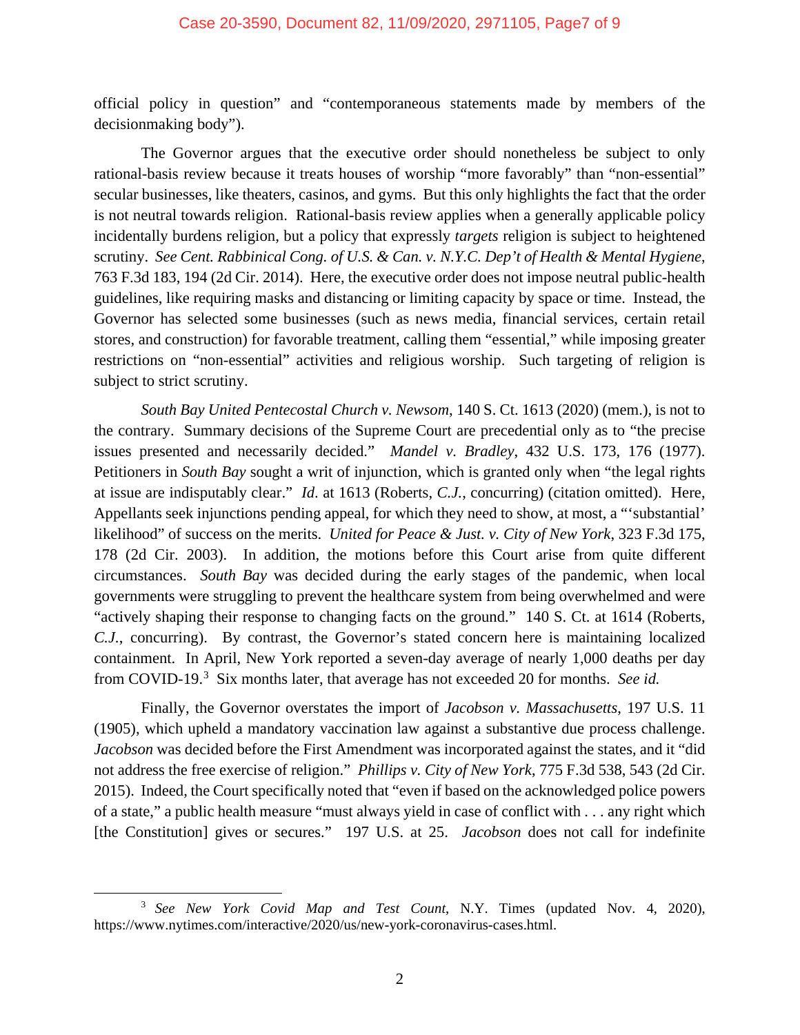official policy in question" and "contemporaneous statements made by members of the decisionmaking body").

The Governor argues that the executive order should nonetheless be subject to only rational-basis review because it treats houses of worship "more favorably" than "non-essential" secular businesses, like theaters, casinos, and gyms. But this only highlights the fact that the order is not neutral towards religion. Rational-basis review applies when a generally applicable policy incidentally burdens religion, but a policy that expressly *targets* religion is subject to heightened scrutiny. *See Cent. Rabbinical Cong. of U.S. & Can. v. N.Y.C. Dep't of Health & Mental Hygiene*, 763 F.3d 183, 194 (2d Cir. 2014). Here, the executive order does not impose neutral public-health guidelines, like requiring masks and distancing or limiting capacity by space or time. Instead, the Governor has selected some businesses (such as news media, financial services, certain retail stores, and construction) for favorable treatment, calling them "essential," while imposing greater restrictions on "non-essential" activities and religious worship. Such targeting of religion is subject to strict scrutiny.

*South Bay United Pentecostal Church v. Newsom*, 140 S. Ct. 1613 (2020) (mem.), is not to the contrary. Summary decisions of the Supreme Court are precedential only as to "the precise issues presented and necessarily decided." *Mandel v. Bradley*, 432 U.S. 173, 176 (1977). Petitioners in *South Bay* sought a writ of injunction, which is granted only when "the legal rights at issue are indisputably clear." *Id*. at 1613 (Roberts, *C.J.*, concurring) (citation omitted). Here, Appellants seek injunctions pending appeal, for which they need to show, at most, a "'substantial' likelihood" of success on the merits. *United for Peace & Just. v. City of New York*, 323 F.3d 175, 178 (2d Cir. 2003). In addition, the motions before this Court arise from quite different circumstances. *South Bay* was decided during the early stages of the pandemic, when local governments were struggling to prevent the healthcare system from being overwhelmed and were "actively shaping their response to changing facts on the ground." 140 S. Ct. at 1614 (Roberts, *C.J.*, concurring). By contrast, the Governor's stated concern here is maintaining localized containment. In April, New York reported a seven-day average of nearly 1,000 deaths per day from COVID-19.[3] Six months later, that average has not exceeded 20 for months. *See id.*

Finally, the Governor overstates the import of *Jacobson v. Massachusetts*, 197 U.S. 11 (1905), which upheld a mandatory vaccination law against a substantive due process challenge. *Jacobson* was decided before the First Amendment was incorporated against the states, and it "did not address the free exercise of religion." *Phillips v. City of New York*, 775 F.3d 538, 543 (2d Cir. 2015). Indeed, the Court specifically noted that "even if based on the acknowledged police powers of a state," a public health measure "must always yield in case of conflict with . . . any right which [the Constitution] gives or secures." 197 U.S. at 25. *Jacobson* does not call for indefinite

---

[3] *See New York Covid Map and Test Count*, N.Y. Times (updated Nov. 4, 2020), https://www.nytimes.com/interactive/2020/us/new-york-coronavirus-cases.html.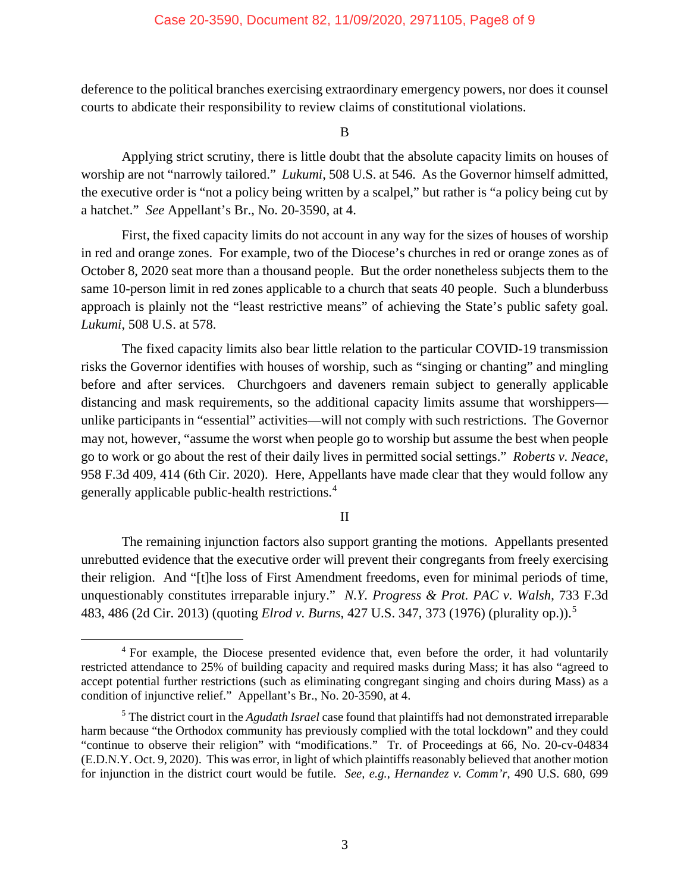deference to the political branches exercising extraordinary emergency powers, nor does it counsel courts to abdicate their responsibility to review claims of constitutional violations.

B

Applying strict scrutiny, there is little doubt that the absolute capacity limits on houses of worship are not "narrowly tailored." *Lukumi*, 508 U.S. at 546. As the Governor himself admitted, the executive order is "not a policy being written by a scalpel," but rather is "a policy being cut by a hatchet." *See* Appellant's Br., No. 20-3590, at 4.

First, the fixed capacity limits do not account in any way for the sizes of houses of worship in red and orange zones. For example, two of the Diocese's churches in red or orange zones as of October 8, 2020 seat more than a thousand people. But the order nonetheless subjects them to the same 10-person limit in red zones applicable to a church that seats 40 people. Such a blunderbuss approach is plainly not the "least restrictive means" of achieving the State's public safety goal. *Lukumi*, 508 U.S. at 578.

The fixed capacity limits also bear little relation to the particular COVID-19 transmission risks the Governor identifies with houses of worship, such as "singing or chanting" and mingling before and after services. Churchgoers and daveners remain subject to generally applicable distancing and mask requirements, so the additional capacity limits assume that worshippers—unlike participants in "essential" activities—will not comply with such restrictions. The Governor may not, however, "assume the worst when people go to worship but assume the best when people go to work or go about the rest of their daily lives in permitted social settings." *Roberts v. Neace*, 958 F.3d 409, 414 (6th Cir. 2020). Here, Appellants have made clear that they would follow any generally applicable public-health restrictions.[4]

II

The remaining injunction factors also support granting the motions. Appellants presented unrebutted evidence that the executive order will prevent their congregants from freely exercising their religion. And "[t]he loss of First Amendment freedoms, even for minimal periods of time, unquestionably constitutes irreparable injury." *N.Y. Progress & Prot. PAC v. Walsh*, 733 F.3d 483, 486 (2d Cir. 2013) (quoting *Elrod v. Burns*, 427 U.S. 347, 373 (1976) (plurality op.)).[5]

[4] For example, the Diocese presented evidence that, even before the order, it had voluntarily restricted attendance to 25% of building capacity and required masks during Mass; it has also "agreed to accept potential further restrictions (such as eliminating congregant singing and choirs during Mass) as a condition of injunctive relief." Appellant's Br., No. 20-3590, at 4.

[5] The district court in the *Agudath Israel* case found that plaintiffs had not demonstrated irreparable harm because "the Orthodox community has previously complied with the total lockdown" and they could "continue to observe their religion" with "modifications." Tr. of Proceedings at 66, No. 20-cv-04834 (E.D.N.Y. Oct. 9, 2020). This was error, in light of which plaintiffs reasonably believed that another motion for injunction in the district court would be futile. *See, e.g.*, *Hernandez v. Comm'r*, 490 U.S. 680, 699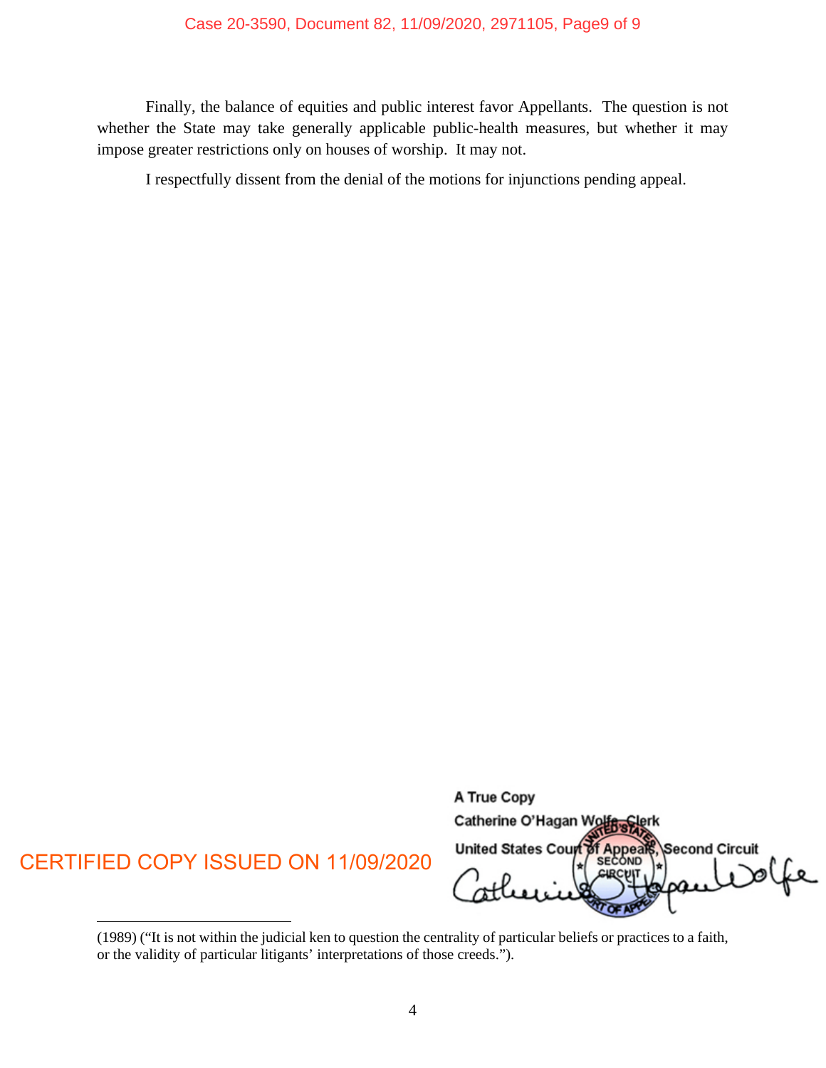Finally, the balance of equities and public interest favor Appellants. The question is not whether the State may take generally applicable public-health measures, but whether it may impose greater restrictions only on houses of worship. It may not.

I respectfully dissent from the denial of the motions for injunctions pending appeal.

A True Copy

Catherine O'Hagan Wolfe, Clerk

United States Court of Appeals, Second Circuit

CERTIFIED COPY ISSUED ON 11/09/2020

---

(1989) ("It is not within the judicial ken to question the centrality of particular beliefs or practices to a faith, or the validity of particular litigants' interpretations of those creeds.").